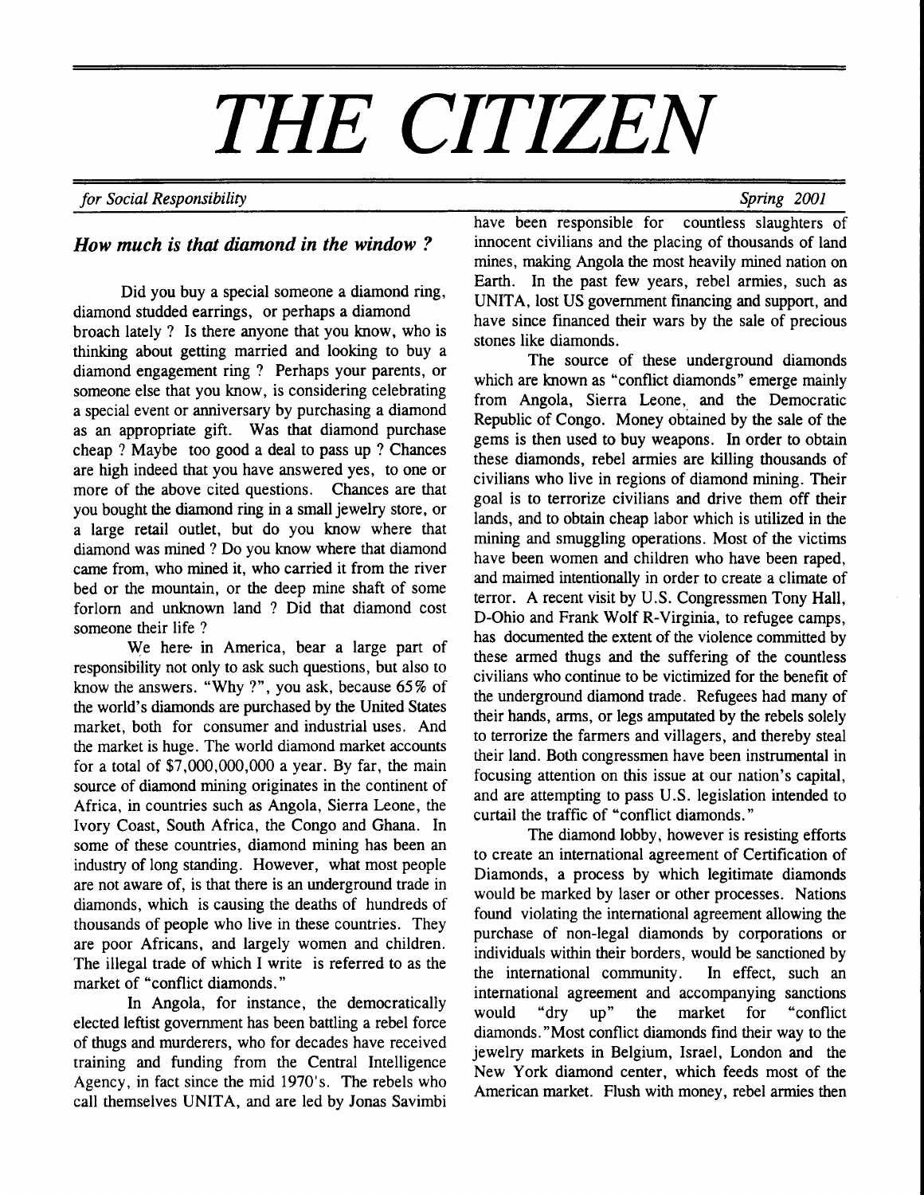# THE CITIZEN

*for Social Responsibility* *Spring 2001*

### *How much is that diamond in the window ?*

Did you buy a special someone a diamond ring, diamond studded earrings, or perhaps a diamond broach lately ? Is there anyone that you know, who is thinking about getting married and looking to buy a diamond engagement ring ? Perhaps your parents, or someone else that you know, is considering celebrating a special event or anniversary by purchasing a diamond as an appropriate gift. Was that diamond purchase cheap ? Maybe too good a deal to pass up ? Chances are high indeed that you have answered yes, to one or more of the above cited questions. Chances are that you bought the diamond ring in a small jewelry store, or a large retail outlet, but do you know where that diamond was mined ? Do you know where that diamond came from, who mined it, who carried it from the river bed or the mountain, or the deep mine shaft of some forlorn and unknown land ? Did that diamond cost someone their life ?

We here in America, bear a large part of responsibility not only to ask such questions, but also to know the answers. "Why ?", you ask, because 65% of the world's diamonds are purchased by the United States market, both for consumer and industrial uses. And the market is huge. The world diamond market accounts for a total of $7,000,000,000 a year. By far, the main source of diamond mining originates in the continent of Africa, in countries such as Angola, Sierra Leone, the Ivory Coast, South Africa, the Congo and Ghana. In some of these countries, diamond mining has been an industry of long standing. However, what most people are not aware of, is that there is an underground trade in diamonds, which is causing the deaths of hundreds of thousands of people who live in these countries. They are poor Africans, and largely women and children. The illegal trade of which I write is referred to as the market of "conflict diamonds."

In Angola, for instance, the democratically elected leftist government has been battling a rebel force of thugs and murderers, who for decades have received training and funding from the Central Intelligence Agency, in fact since the mid 1970's. The rebels who call themselves UNITA, and are led by Jonas Savimbi have been responsible for countless slaughters of innocent civilians and the placing of thousands of land mines, making Angola the most heavily mined nation on Earth. In the past few years, rebel armies, such as UNITA, lost US government financing and support, and have since financed their wars by the sale of precious stones like diamonds.

The source of these underground diamonds which are known as "conflict diamonds" emerge mainly from Angola, Sierra Leone, and the Democratic Republic of Congo. Money obtained by the sale of the gems is then used to buy weapons. In order to obtain these diamonds, rebel armies are killing thousands of civilians who live in regions of diamond mining. Their goal is to terrorize civilians and drive them off their lands, and to obtain cheap labor which is utilized in the mining and smuggling operations. Most of the victims have been women and children who have been raped, and maimed intentionally in order to create a climate of terror. A recent visit by U.S. Congressmen Tony Hall, D-Ohio and Frank Wolf R-Virginia, to refugee camps, has documented the extent of the violence committed by these armed thugs and the suffering of the countless civilians who continue to be victimized for the benefit of the underground diamond trade. Refugees had many of their hands, arms, or legs amputated by the rebels solely to terrorize the farmers and villagers, and thereby steal their land. Both congressmen have been instrumental in focusing attention on this issue at our nation's capital, and are attempting to pass U.S. legislation intended to curtail the traffic of "conflict diamonds."

The diamond lobby, however is resisting efforts to create an international agreement of Certification of Diamonds, a process by which legitimate diamonds would be marked by laser or other processes. Nations found violating the international agreement allowing the purchase of non-legal diamonds by corporations or individuals within their borders, would be sanctioned by the international community. In effect, such an international agreement and accompanying sanctions would "dry up" the market for "conflict diamonds."Most conflict diamonds find their way to the jewelry markets in Belgium, Israel, London and the New York diamond center, which feeds most of the American market. Flush with money, rebel armies then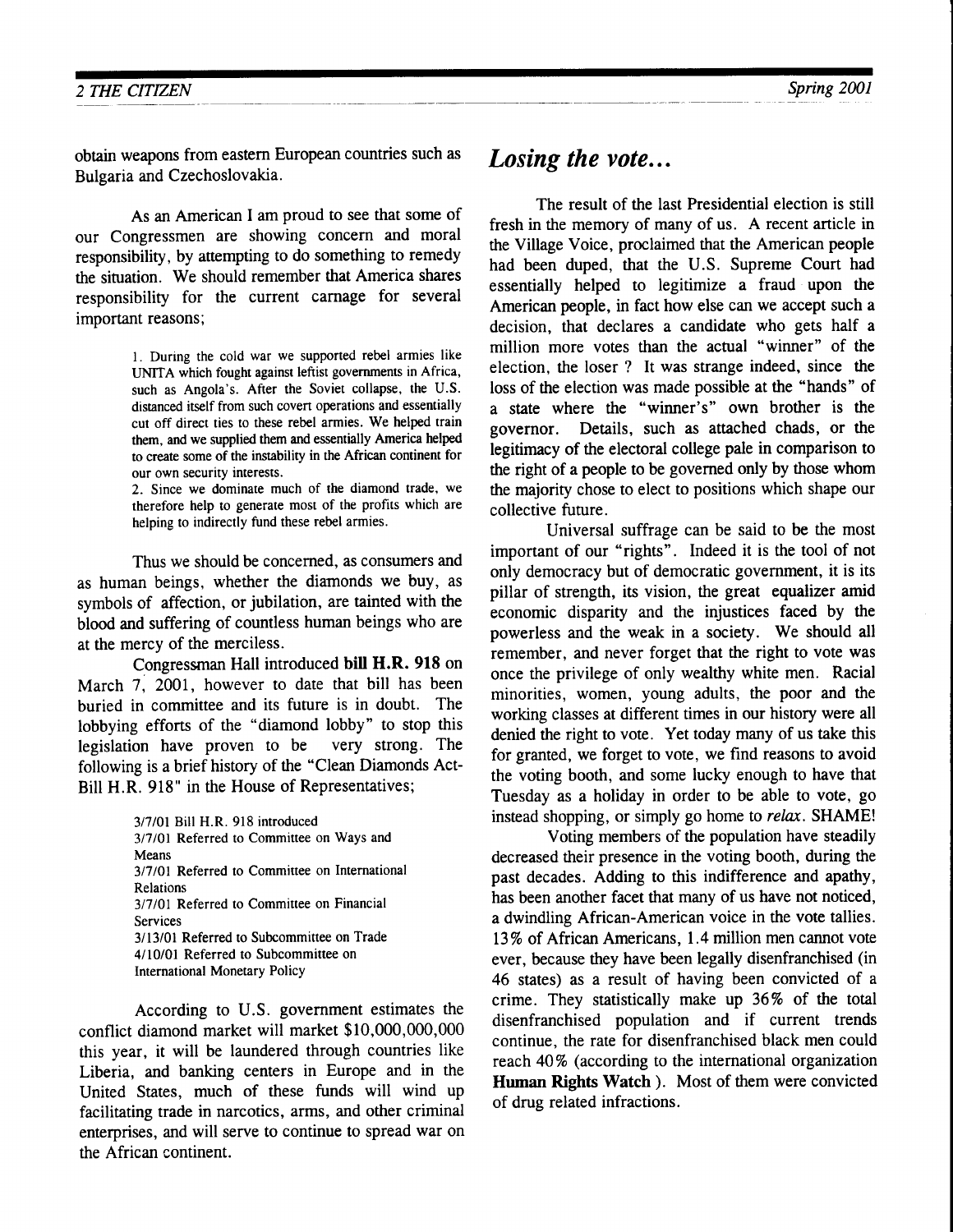obtain weapons from eastern European countries such as Bulgaria and Czechoslovakia.

As an American I am proud to see that some of our Congressmen are showing concern and moral responsibility, by attempting to do something to remedy the situation. We should remember that America shares responsibility for the current carnage for several important reasons;

> 1. During the cold war we supported rebel armies like UNITA which fought against leftist governments in Africa, such as Angola's. After the Soviet collapse, the U.S. distanced itself from such covert operations and essentially cut off direct ties to these rebel armies. We helped train them, and we supplied them and essentially America helped to create some of the instability in the African continent for our own security interests.
>
> 2. Since we dominate much of the diamond trade, we therefore help to generate most of the profits which are helping to indirectly fund these rebel armies.

Thus we should be concerned, as consumers and as human beings, whether the diamonds we buy, as symbols of affection, or jubilation, are tainted with the blood and suffering of countless human beings who are at the mercy of the merciless.

Congressman Hall introduced **bill H.R. 918** on March 7, 2001, however to date that bill has been buried in committee and its future is in doubt. The lobbying efforts of the "diamond lobby" to stop this legislation have proven to be very strong. The following is a brief history of the "Clean Diamonds Act-Bill H.R. 918" in the House of Representatives;

> 3/7/01 Bill H.R. 918 introduced
> 3/7/01 Referred to Committee on Ways and Means
> 3/7/01 Referred to Committee on International Relations
> 3/7/01 Referred to Committee on Financial Services
> 3/13/01 Referred to Subcommittee on Trade
> 4/10/01 Referred to Subcommittee on International Monetary Policy

According to U.S. government estimates the conflict diamond market will market $10,000,000,000 this year, it will be laundered through countries like Liberia, and banking centers in Europe and in the United States, much of these funds will wind up facilitating trade in narcotics, arms, and other criminal enterprises, and will serve to continue to spread war on the African continent.

## *Losing the vote...*

The result of the last Presidential election is still fresh in the memory of many of us. A recent article in the Village Voice, proclaimed that the American people had been duped, that the U.S. Supreme Court had essentially helped to legitimize a fraud upon the American people, in fact how else can we accept such a decision, that declares a candidate who gets half a million more votes than the actual "winner" of the election, the loser ? It was strange indeed, since the loss of the election was made possible at the "hands" of a state where the "winner's" own brother is the governor. Details, such as attached chads, or the legitimacy of the electoral college pale in comparison to the right of a people to be governed only by those whom the majority chose to elect to positions which shape our collective future.

Universal suffrage can be said to be the most important of our "rights". Indeed it is the tool of not only democracy but of democratic government, it is its pillar of strength, its vision, the great equalizer amid economic disparity and the injustices faced by the powerless and the weak in a society. We should all remember, and never forget that the right to vote was once the privilege of only wealthy white men. Racial minorities, women, young adults, the poor and the working classes at different times in our history were all denied the right to vote. Yet today many of us take this for granted, we forget to vote, we find reasons to avoid the voting booth, and some lucky enough to have that Tuesday as a holiday in order to be able to vote, go instead shopping, or simply go home to *relax*. SHAME!

Voting members of the population have steadily decreased their presence in the voting booth, during the past decades. Adding to this indifference and apathy, has been another facet that many of us have not noticed, a dwindling African-American voice in the vote tallies. 13% of African Americans, 1.4 million men cannot vote ever, because they have been legally disenfranchised (in 46 states) as a result of having been convicted of a crime. They statistically make up 36% of the total disenfranchised population and if current trends continue, the rate for disenfranchised black men could reach 40% (according to the international organization **Human Rights Watch** ). Most of them were convicted of drug related infractions.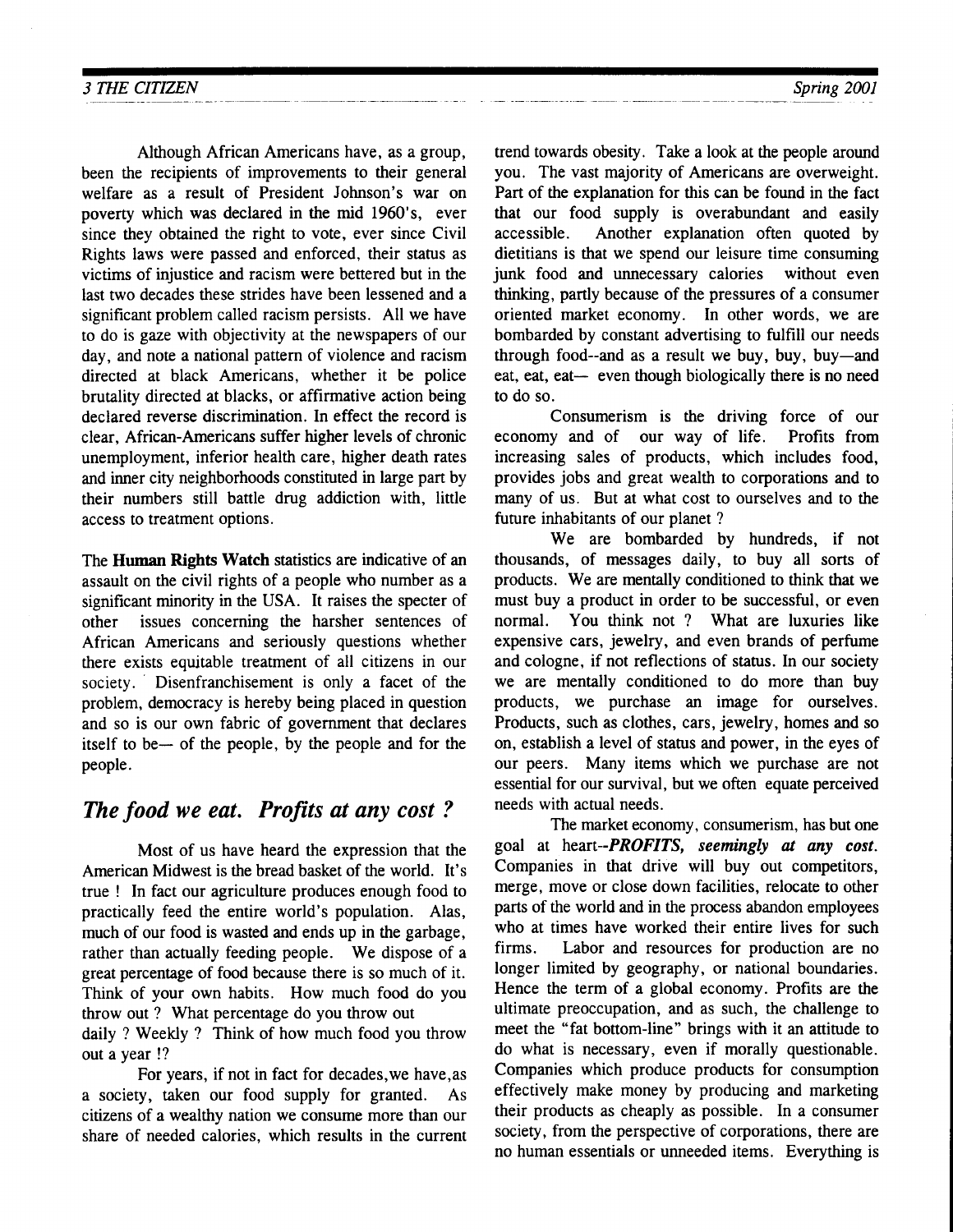Although African Americans have, as a group, been the recipients of improvements to their general welfare as a result of President Johnson's war on poverty which was declared in the mid 1960's, ever since they obtained the right to vote, ever since Civil Rights laws were passed and enforced, their status as victims of injustice and racism were bettered but in the last two decades these strides have been lessened and a significant problem called racism persists. All we have to do is gaze with objectivity at the newspapers of our day, and note a national pattern of violence and racism directed at black Americans, whether it be police brutality directed at blacks, or affirmative action being declared reverse discrimination. In effect the record is clear, African-Americans suffer higher levels of chronic unemployment, inferior health care, higher death rates and inner city neighborhoods constituted in large part by their numbers still battle drug addiction with, little access to treatment options.

The **Human Rights Watch** statistics are indicative of an assault on the civil rights of a people who number as a significant minority in the USA. It raises the specter of other issues concerning the harsher sentences of African Americans and seriously questions whether there exists equitable treatment of all citizens in our society. Disenfranchisement is only a facet of the problem, democracy is hereby being placed in question and so is our own fabric of government that declares itself to be— of the people, by the people and for the people.

## *The food we eat. Profits at any cost ?*

Most of us have heard the expression that the American Midwest is the bread basket of the world. It's true ! In fact our agriculture produces enough food to practically feed the entire world's population. Alas, much of our food is wasted and ends up in the garbage, rather than actually feeding people. We dispose of a great percentage of food because there is so much of it. Think of your own habits. How much food do you throw out ? What percentage do you throw out daily ? Weekly ? Think of how much food you throw out a year !?

For years, if not in fact for decades,we have,as a society, taken our food supply for granted. As citizens of a wealthy nation we consume more than our share of needed calories, which results in the current trend towards obesity. Take a look at the people around you. The vast majority of Americans are overweight. Part of the explanation for this can be found in the fact that our food supply is overabundant and easily accessible. Another explanation often quoted by dietitians is that we spend our leisure time consuming junk food and unnecessary calories without even thinking, partly because of the pressures of a consumer oriented market economy. In other words, we are bombarded by constant advertising to fulfill our needs through food--and as a result we buy, buy, buy—and eat, eat, eat— even though biologically there is no need to do so.

Consumerism is the driving force of our economy and of our way of life. Profits from increasing sales of products, which includes food, provides jobs and great wealth to corporations and to many of us. But at what cost to ourselves and to the future inhabitants of our planet ?

We are bombarded by hundreds, if not thousands, of messages daily, to buy all sorts of products. We are mentally conditioned to think that we must buy a product in order to be successful, or even normal. You think not ? What are luxuries like expensive cars, jewelry, and even brands of perfume and cologne, if not reflections of status. In our society we are mentally conditioned to do more than buy products, we purchase an image for ourselves. Products, such as clothes, cars, jewelry, homes and so on, establish a level of status and power, in the eyes of our peers. Many items which we purchase are not essential for our survival, but we often equate perceived needs with actual needs.

The market economy, consumerism, has but one goal at heart--***PROFITS, seemingly at any cost.*** Companies in that drive will buy out competitors, merge, move or close down facilities, relocate to other parts of the world and in the process abandon employees who at times have worked their entire lives for such firms. Labor and resources for production are no longer limited by geography, or national boundaries. Hence the term of a global economy. Profits are the ultimate preoccupation, and as such, the challenge to meet the "fat bottom-line" brings with it an attitude to do what is necessary, even if morally questionable. Companies which produce products for consumption effectively make money by producing and marketing their products as cheaply as possible. In a consumer society, from the perspective of corporations, there are no human essentials or unneeded items. Everything is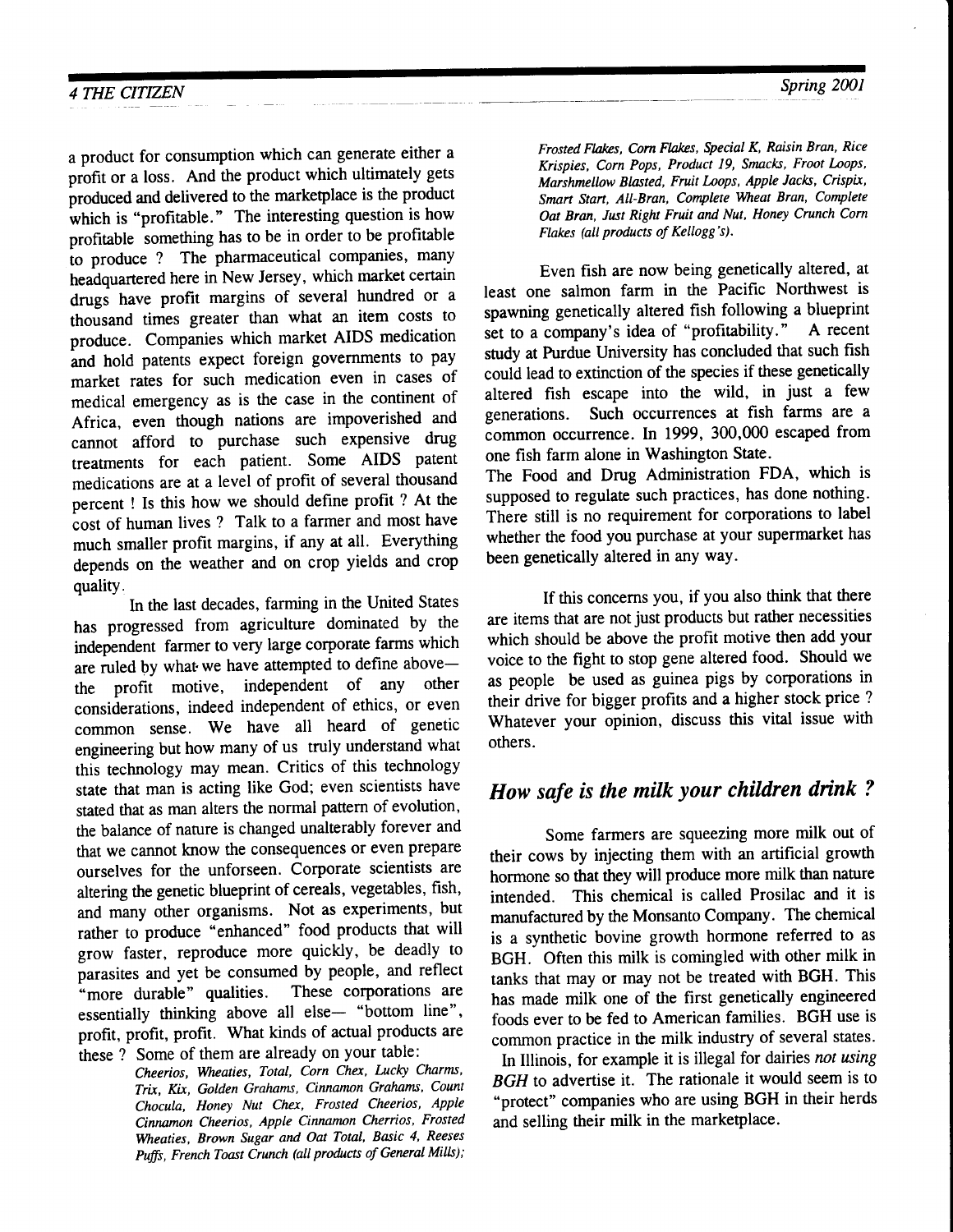a product for consumption which can generate either a profit or a loss. And the product which ultimately gets produced and delivered to the marketplace is the product which is "profitable." The interesting question is how profitable something has to be in order to be profitable to produce ? The pharmaceutical companies, many headquartered here in New Jersey, which market certain drugs have profit margins of several hundred or a thousand times greater than what an item costs to produce. Companies which market AIDS medication and hold patents expect foreign governments to pay market rates for such medication even in cases of medical emergency as is the case in the continent of Africa, even though nations are impoverished and cannot afford to purchase such expensive drug treatments for each patient. Some AIDS patent medications are at a level of profit of several thousand percent ! Is this how we should define profit ? At the cost of human lives ? Talk to a farmer and most have much smaller profit margins, if any at all. Everything depends on the weather and on crop yields and crop quality.

In the last decades, farming in the United States has progressed from agriculture dominated by the independent farmer to very large corporate farms which are ruled by what we have attempted to define above— the profit motive, independent of any other considerations, indeed independent of ethics, or even common sense. We have all heard of genetic engineering but how many of us truly understand what this technology may mean. Critics of this technology state that man is acting like God; even scientists have stated that as man alters the normal pattern of evolution, the balance of nature is changed unalterably forever and that we cannot know the consequences or even prepare ourselves for the unforseen. Corporate scientists are altering the genetic blueprint of cereals, vegetables, fish, and many other organisms. Not as experiments, but rather to produce "enhanced" food products that will grow faster, reproduce more quickly, be deadly to parasites and yet be consumed by people, and reflect "more durable" qualities. These corporations are essentially thinking above all else— "bottom line", profit, profit, profit. What kinds of actual products are these ? Some of them are already on your table:

> *Cheerios, Wheaties, Total, Corn Chex, Lucky Charms, Trix, Kix, Golden Grahams, Cinnamon Grahams, Count Chocula, Honey Nut Chex, Frosted Cheerios, Apple Cinnamon Cheerios, Apple Cinnamon Cherrios, Frosted Wheaties, Brown Sugar and Oat Total, Basic 4, Reeses Puffs, French Toast Crunch (all products of General Mills); Frosted Flakes, Corn Flakes, Special K, Raisin Bran, Rice Krispies, Corn Pops, Product 19, Smacks, Froot Loops, Marshmellow Blasted, Fruit Loops, Apple Jacks, Crispix, Smart Start, All-Bran, Complete Wheat Bran, Complete Oat Bran, Just Right Fruit and Nut, Honey Crunch Corn Flakes (all products of Kellogg's).*

Even fish are now being genetically altered, at least one salmon farm in the Pacific Northwest is spawning genetically altered fish following a blueprint set to a company's idea of "profitability." A recent study at Purdue University has concluded that such fish could lead to extinction of the species if these genetically altered fish escape into the wild, in just a few generations. Such occurrences at fish farms are a common occurrence. In 1999, 300,000 escaped from one fish farm alone in Washington State.
The Food and Drug Administration FDA, which is supposed to regulate such practices, has done nothing. There still is no requirement for corporations to label whether the food you purchase at your supermarket has been genetically altered in any way.

If this concerns you, if you also think that there are items that are not just products but rather necessities which should be above the profit motive then add your voice to the fight to stop gene altered food. Should we as people be used as guinea pigs by corporations in their drive for bigger profits and a higher stock price ? Whatever your opinion, discuss this vital issue with others.

## *How safe is the milk your children drink ?*

Some farmers are squeezing more milk out of their cows by injecting them with an artificial growth hormone so that they will produce more milk than nature intended. This chemical is called Prosilac and it is manufactured by the Monsanto Company. The chemical is a synthetic bovine growth hormone referred to as BGH. Often this milk is comingled with other milk in tanks that may or may not be treated with BGH. This has made milk one of the first genetically engineered foods ever to be fed to American families. BGH use is common practice in the milk industry of several states.

In Illinois, for example it is illegal for dairies *not using BGH* to advertise it. The rationale it would seem is to "protect" companies who are using BGH in their herds and selling their milk in the marketplace.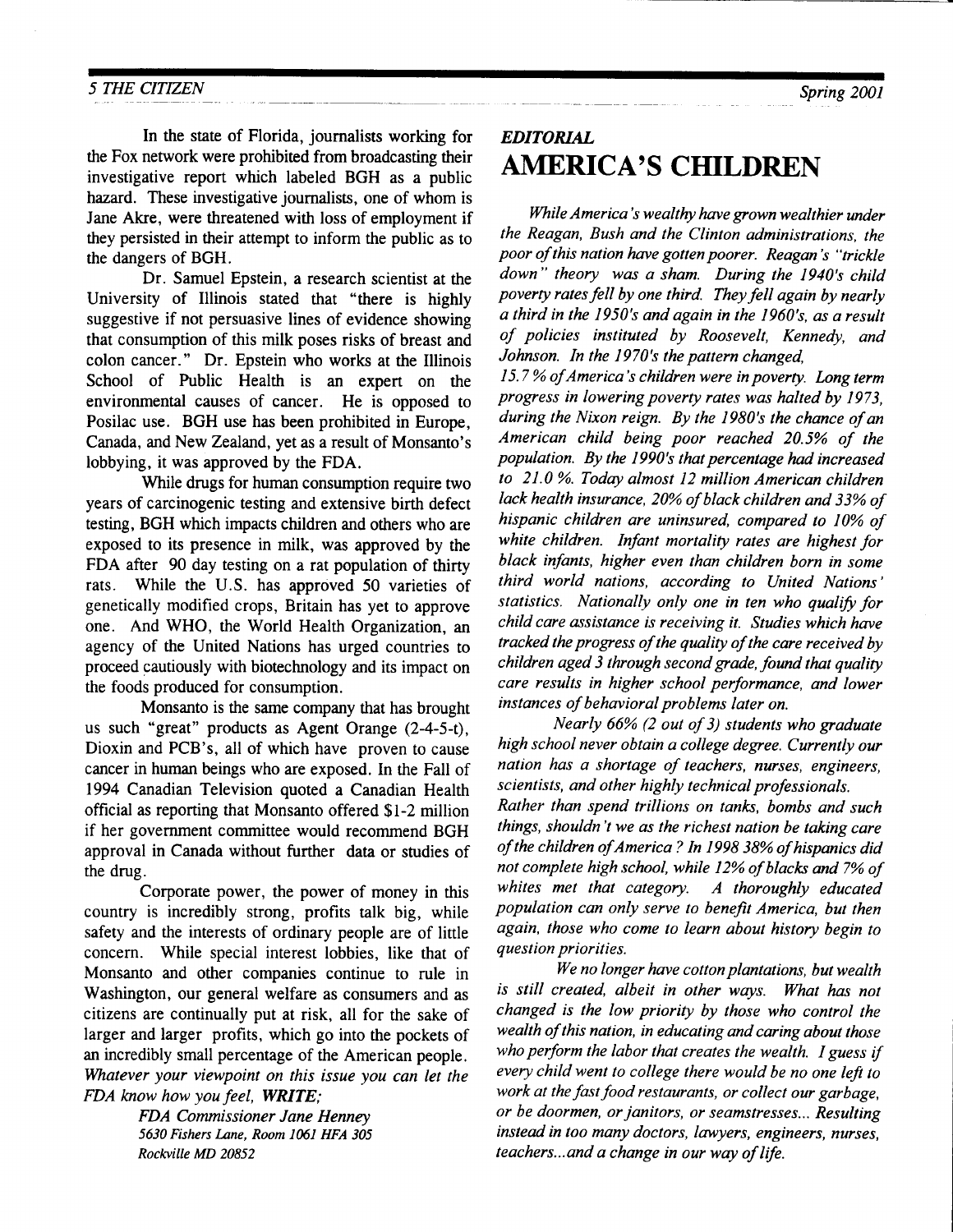In the state of Florida, journalists working for the Fox network were prohibited from broadcasting their investigative report which labeled BGH as a public hazard. These investigative journalists, one of whom is Jane Akre, were threatened with loss of employment if they persisted in their attempt to inform the public as to the dangers of BGH.

Dr. Samuel Epstein, a research scientist at the University of Illinois stated that "there is highly suggestive if not persuasive lines of evidence showing that consumption of this milk poses risks of breast and colon cancer." Dr. Epstein who works at the Illinois School of Public Health is an expert on the environmental causes of cancer. He is opposed to Posilac use. BGH use has been prohibited in Europe, Canada, and New Zealand, yet as a result of Monsanto's lobbying, it was approved by the FDA.

While drugs for human consumption require two years of carcinogenic testing and extensive birth defect testing, BGH which impacts children and others who are exposed to its presence in milk, was approved by the FDA after 90 day testing on a rat population of thirty rats. While the U.S. has approved 50 varieties of genetically modified crops, Britain has yet to approve one. And WHO, the World Health Organization, an agency of the United Nations has urged countries to proceed cautiously with biotechnology and its impact on the foods produced for consumption.

Monsanto is the same company that has brought us such "great" products as Agent Orange (2-4-5-t), Dioxin and PCB's, all of which have proven to cause cancer in human beings who are exposed. In the Fall of 1994 Canadian Television quoted a Canadian Health official as reporting that Monsanto offered $1-2 million if her government committee would recommend BGH approval in Canada without further data or studies of the drug.

Corporate power, the power of money in this country is incredibly strong, profits talk big, while safety and the interests of ordinary people are of little concern. While special interest lobbies, like that of Monsanto and other companies continue to rule in Washington, our general welfare as consumers and as citizens are continually put at risk, all for the sake of larger and larger profits, which go into the pockets of an incredibly small percentage of the American people. *Whatever your viewpoint on this issue you can let the FDA know how you feel,* ***WRITE;***

> *FDA Commissioner Jane Henney*
> *5630 Fishers Lane, Room 1061 HFA 305*
> *Rockville MD 20852*

***EDITORIAL***

# AMERICA'S CHILDREN

*While America's wealthy have grown wealthier under the Reagan, Bush and the Clinton administrations, the poor of this nation have gotten poorer. Reagan's "trickle down" theory was a sham. During the 1940's child poverty rates fell by one third. They fell again by nearly a third in the 1950's and again in the 1960's, as a result of policies instituted by Roosevelt, Kennedy, and Johnson. In the 1970's the pattern changed, 15.7% of America's children were in poverty. Long term progress in lowering poverty rates was halted by 1973, during the Nixon reign. By the 1980's the chance of an American child being poor reached 20.5% of the population. By the 1990's that percentage had increased to 21.0%. Today almost 12 million American children lack health insurance, 20% of black children and 33% of hispanic children are uninsured, compared to 10% of white children. Infant mortality rates are highest for black infants, higher even than children born in some third world nations, according to United Nations' statistics. Nationally only one in ten who qualify for child care assistance is receiving it. Studies which have tracked the progress of the quality of the care received by children aged 3 through second grade, found that quality care results in higher school performance, and lower instances of behavioral problems later on.*

*Nearly 66% (2 out of 3) students who graduate high school never obtain a college degree. Currently our nation has a shortage of teachers, nurses, engineers, scientists, and other highly technical professionals. Rather than spend trillions on tanks, bombs and such things, shouldn't we as the richest nation be taking care of the children of America ? In 1998 38% of hispanics did not complete high school, while 12% of blacks and 7% of whites met that category. A thoroughly educated population can only serve to benefit America, but then again, those who come to learn about history begin to question priorities.*

*We no longer have cotton plantations, but wealth is still created, albeit in other ways. What has not changed is the low priority by those who control the wealth of this nation, in educating and caring about those who perform the labor that creates the wealth. I guess if every child went to college there would be no one left to work at the fast food restaurants, or collect our garbage, or be doormen, or janitors, or seamstresses... Resulting instead in too many doctors, lawyers, engineers, nurses, teachers...and a change in our way of life.*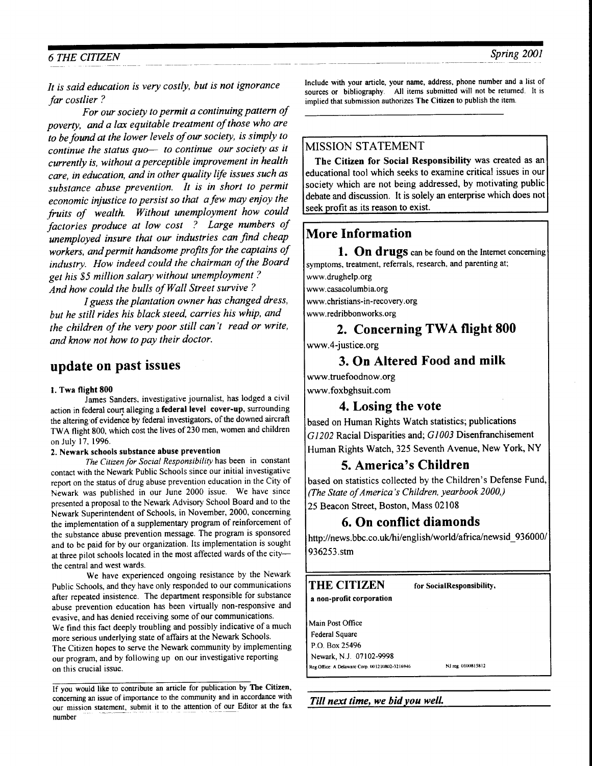*It is said education is very costly, but is not ignorance far costlier ?*

*For our society to permit a continuing pattern of poverty, and a lax equitable treatment of those who are to be found at the lower levels of our society, is simply to continue the status quo— to continue our society as it currently is, without a perceptible improvement in health care, in education, and in other quality life issues such as substance abuse prevention. It is in short to permit economic injustice to persist so that a few may enjoy the fruits of wealth. Without unemployment how could factories produce at low cost ? Large numbers of unemployed insure that our industries can find cheap workers, and permit handsome profits for the captains of industry. How indeed could the chairman of the Board get his $5 million salary without unemployment ? And how could the bulls of Wall Street survive ?*

*I guess the plantation owner has changed dress, but he still rides his black steed, carries his whip, and the children of the very poor still can't read or write, and know not how to pay their doctor.*

## update on past issues

**1. Twa flight 800**

James Sanders, investigative journalist, has lodged a civil action in federal court alleging a **federal level cover-up**, surrounding the altering of evidence by federal investigators, of the downed aircraft TWA flight 800, which cost the lives of 230 men, women and children on July 17, 1996.

**2. Newark schools substance abuse prevention**

*The Citizen for Social Responsibility* has been in constant contact with the Newark Public Schools since our initial investigative report on the status of drug abuse prevention education in the City of Newark was published in our June 2000 issue. We have since presented a proposal to the Newark Advisory School Board and to the Newark Superintendent of Schools, in November, 2000, concerning the implementation of a supplementary program of reinforcement of the substance abuse prevention message. The program is sponsored and to be paid for by our organization. Its implementation is sought at three pilot schools located in the most affected wards of the city— the central and west wards.

We have experienced ongoing resistance by the Newark Public Schools, and they have only responded to our communications after repeated insistence. The department responsible for substance abuse prevention education has been virtually non-responsive and evasive, and has denied receiving some of our communications.
We find this fact deeply troubling and possibly indicative of a much more serious underlying state of affairs at the Newark Schools.
The Citizen hopes to serve the Newark community by implementing our program, and by following up on our investigative reporting on this crucial issue.

---

If you would like to contribute an article for publication by **The Citizen**, concerning an issue of importance to the community and in accordance with our mission statement, submit it to the attention of our Editor at the fax number

Include with your article, your name, address, phone number and a list of sources or bibliography. All items submitted will not be returned. It is implied that submission authorizes **The Citizen** to publish the item.

---

### MISSION STATEMENT

**The Citizen for Social Responsibility** was created as an educational tool which seeks to examine critical issues in our society which are not being addressed, by motivating public debate and discussion. It is solely an enterprise which does not seek profit as its reason to exist.

## More Information

### 1. On drugs

can be found on the Internet concerning symptoms, treatment, referrals, research, and parenting at;

www.drughelp.org
www.casacolumbia.org
www.christians-in-recovery.org
www.redribbonworks.org

### 2. Concerning TWA flight 800

www.4-justice.org

### 3. On Altered Food and milk

www.truefoodnow.org
www.foxbghsuit.com

### 4. Losing the vote

based on Human Rights Watch statistics; publications *G1202* Racial Disparities and; *G1003* Disenfranchisement
Human Rights Watch, 325 Seventh Avenue, New York, NY

### 5. America's Children

based on statistics collected by the Children's Defense Fund, *(The State of America's Children, yearbook 2000,)*
25 Beacon Street, Boston, Mass 02108

### 6. On conflict diamonds

http://news.bbc.co.uk/hi/english/world/africa/newsid_936000/936253.stm

---

**THE CITIZEN** **for SocialResponsibility,**
**a non-profit corporation**

Main Post Office
Federal Square
P.O. Box 25496
Newark, N.J. 07102-9998
Reg Office: A Delaware Corp. 001210802-3216946 NJ reg. 0100815812

***Till next time, we bid you well.***